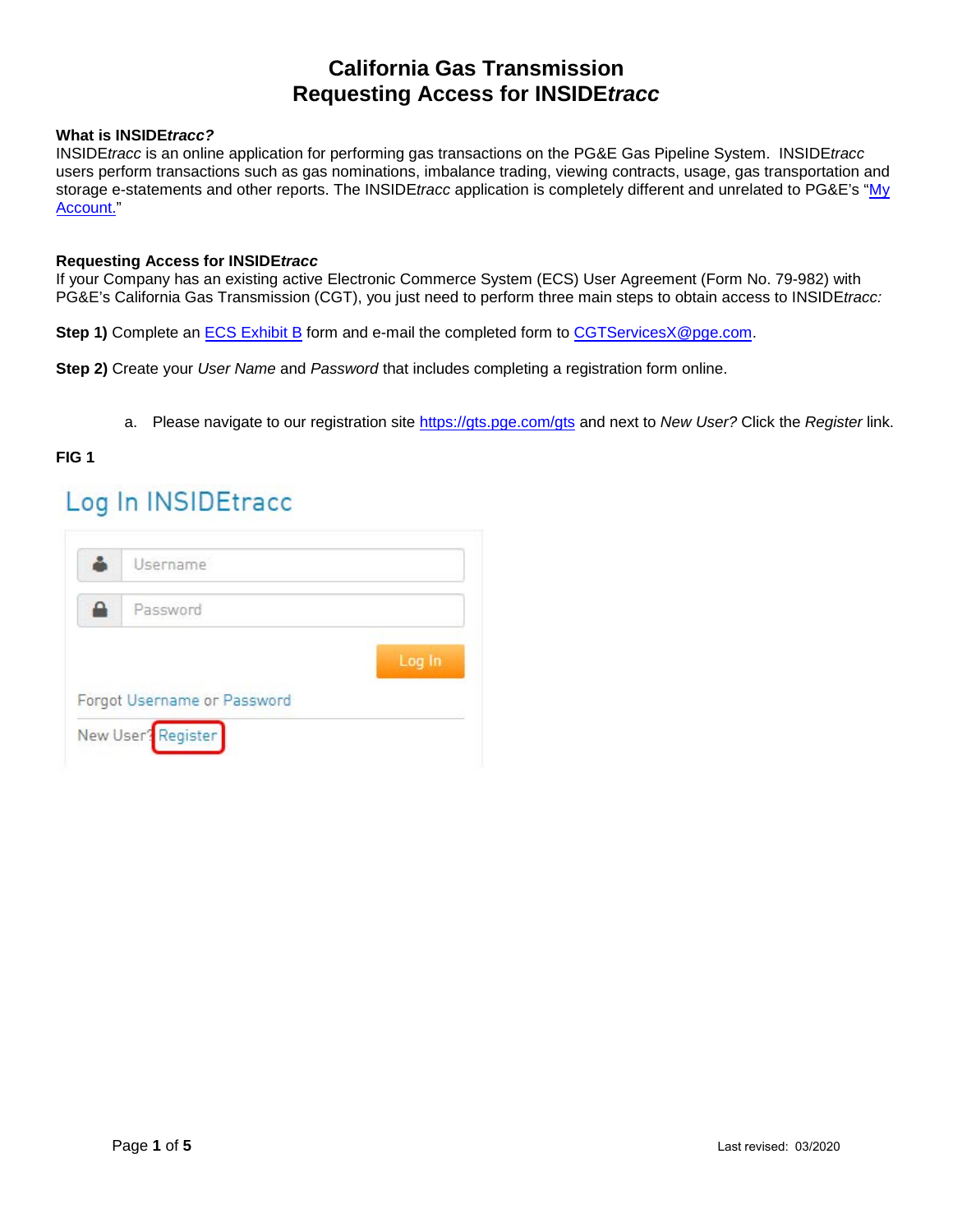# California Gas Transmission
# Requesting Access for INSIDE*tracc*

**What is INSIDE*tracc?***

INSIDE*tracc* is an online application for performing gas transactions on the PG&E Gas Pipeline System. INSIDE*tracc* users perform transactions such as gas nominations, imbalance trading, viewing contracts, usage, gas transportation and storage e-statements and other reports. The INSIDE*tracc* application is completely different and unrelated to PG&E's "My Account."

**Requesting Access for INSIDE*tracc***

If your Company has an existing active Electronic Commerce System (ECS) User Agreement (Form No. 79-982) with PG&E's California Gas Transmission (CGT), you just need to perform three main steps to obtain access to INSIDE*tracc:*

**Step 1)** Complete an ECS Exhibit B form and e-mail the completed form to CGTServicesX@pge.com.

**Step 2)** Create your *User Name* and *Password* that includes completing a registration form online.

a. Please navigate to our registration site https://gts.pge.com/gts and next to *New User?* Click the *Register* link.

**FIG 1**

Log In INSIDEtracc

Username

Password

Log In

Forgot Username or Password

New User? Register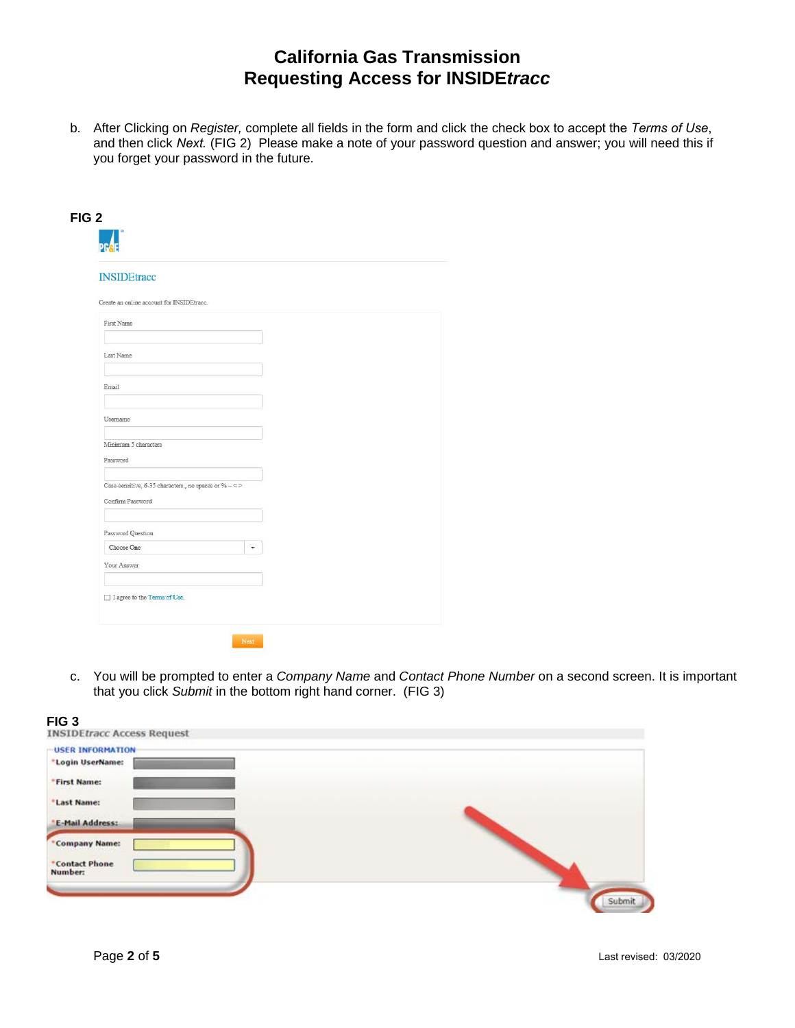# California Gas Transmission
# Requesting Access for INSIDE*tracc*

b. After Clicking on *Register,* complete all fields in the form and click the check box to accept the *Terms of Use*, and then click *Next.* (FIG 2) Please make a note of your password question and answer; you will need this if you forget your password in the future.

**FIG 2**

INSIDEtracc

Create an online account for INSIDEtracc.

First Name

Last Name

Email

Username

Minimum 5 characters

Password

Case-sensitive, 6-35 characters., no spaces or % -- < >

Confirm Password

Password Question

Choose One

Your Answer

I agree to the Terms of Use.

Next

c. You will be prompted to enter a *Company Name* and *Contact Phone Number* on a second screen. It is important that you click *Submit* in the bottom right hand corner. (FIG 3)

**FIG 3**

INSIDE*tracc* Access Request

USER INFORMATION

*Login UserName:

*First Name:

*Last Name:

*E-Mail Address:

*Company Name:

*Contact Phone Number:

Submit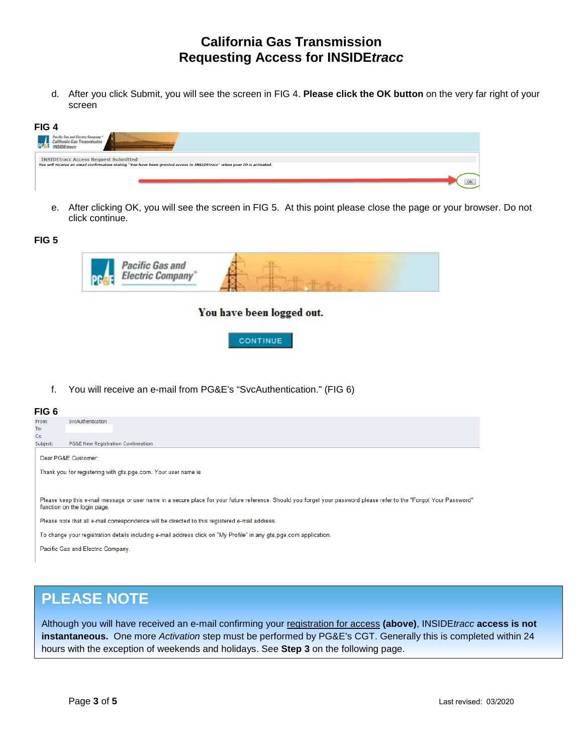# California Gas Transmission
# Requesting Access for INSIDE*tracc*

d. After you click Submit, you will see the screen in FIG 4. **Please click the OK button** on the very far right of your screen

**FIG 4**

INSIDEtracc Access Request Submitted

You will receive an email confirmation stating "You have been granted access to INSIDEtracc" when your ID is activated.

OK

e. After clicking OK, you will see the screen in FIG 5. At this point please close the page or your browser. Do not click continue.

**FIG 5**

Pacific Gas and Electric Company

You have been logged out.

CONTINUE

f. You will receive an e-mail from PG&E's "SvcAuthentication." (FIG 6)

**FIG 6**

From: SvcAuthentication
To:
Cc:
Subject: PG&E New Registration Confirmation

Dear PG&E Customer:

Thank you for registering with gts.pge.com. Your user name is

Please keep this e-mail message or user name in a secure place for your future reference. Should you forget your password please refer to the "Forgot Your Password" function on the login page.

Please note that all e-mail correspondence will be directed to this registered e-mail address.

To change your registration details including e-mail address click on "My Profile" in any gts.pge.com application.

Pacific Gas and Electric Company.

## PLEASE NOTE

Although you will have received an e-mail confirming your registration for access **(above)**, INSIDE*tracc* **access is not instantaneous.** One more *Activation* step must be performed by PG&E's CGT. Generally this is completed within 24 hours with the exception of weekends and holidays. See **Step 3** on the following page.

Last revised: 03/2020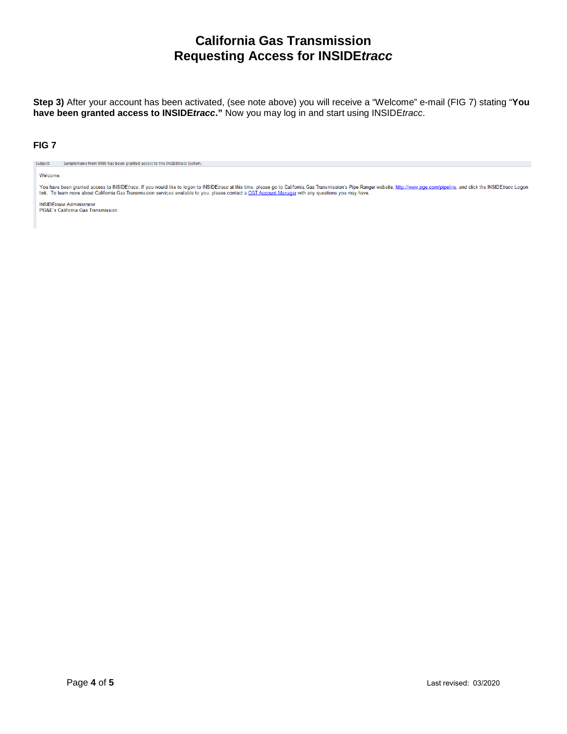# California Gas Transmission
# Requesting Access for INSIDE*tracc*

**Step 3)** After your account has been activated, (see note above) you will receive a "Welcome" e-mail (FIG 7) stating "**You have been granted access to INSIDE*tracc*.**" Now you may log in and start using INSIDE*tracc*.

**FIG 7**

Subject: SampleName from 9999 has been granted access to the INSIDEtracc System.

Welcome:

You have been granted access to INSIDE*tracc*. If you would like to logon to INSIDE*tracc* at this time, please go to California Gas Transmission's Pipe Ranger website, http://www.pge.com/pipeline, and click the INSIDE*tracc* Logon link. To learn more about California Gas Transmission services available to you, please contact a CGT Account Manager with any questions you may have.

INSIDE*tracc* Administrator
PG&E's California Gas Transmission

Last revised: 03/2020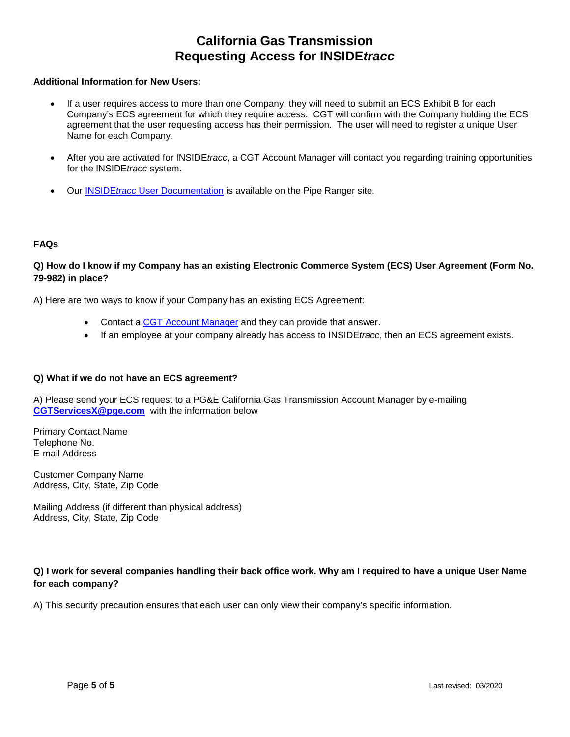# California Gas Transmission
# Requesting Access for INSIDE*tracc*

**Additional Information for New Users:**

- If a user requires access to more than one Company, they will need to submit an ECS Exhibit B for each Company's ECS agreement for which they require access. CGT will confirm with the Company holding the ECS agreement that the user requesting access has their permission. The user will need to register a unique User Name for each Company.
- After you are activated for INSIDE*tracc*, a CGT Account Manager will contact you regarding training opportunities for the INSIDE*tracc* system.
- Our INSIDE*tracc* User Documentation is available on the Pipe Ranger site.

## FAQs

**Q) How do I know if my Company has an existing Electronic Commerce System (ECS) User Agreement (Form No. 79-982) in place?**

A) Here are two ways to know if your Company has an existing ECS Agreement:

- Contact a CGT Account Manager and they can provide that answer.
- If an employee at your company already has access to INSIDE*tracc*, then an ECS agreement exists.

**Q) What if we do not have an ECS agreement?**

A) Please send your ECS request to a PG&E California Gas Transmission Account Manager by e-mailing **CGTServicesX@pge.com** with the information below

Primary Contact Name
Telephone No.
E-mail Address

Customer Company Name
Address, City, State, Zip Code

Mailing Address (if different than physical address)
Address, City, State, Zip Code

**Q) I work for several companies handling their back office work. Why am I required to have a unique User Name for each company?**

A) This security precaution ensures that each user can only view their company's specific information.

Last revised: 03/2020